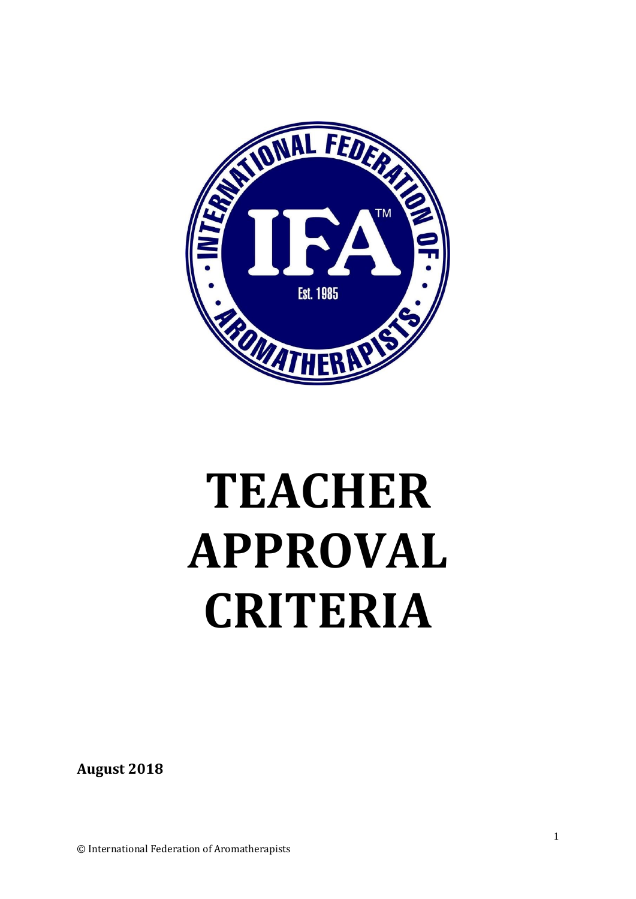# TEACHER APPROVAL CRITERIA

**August 2018**

© International Federation of Aromatherapists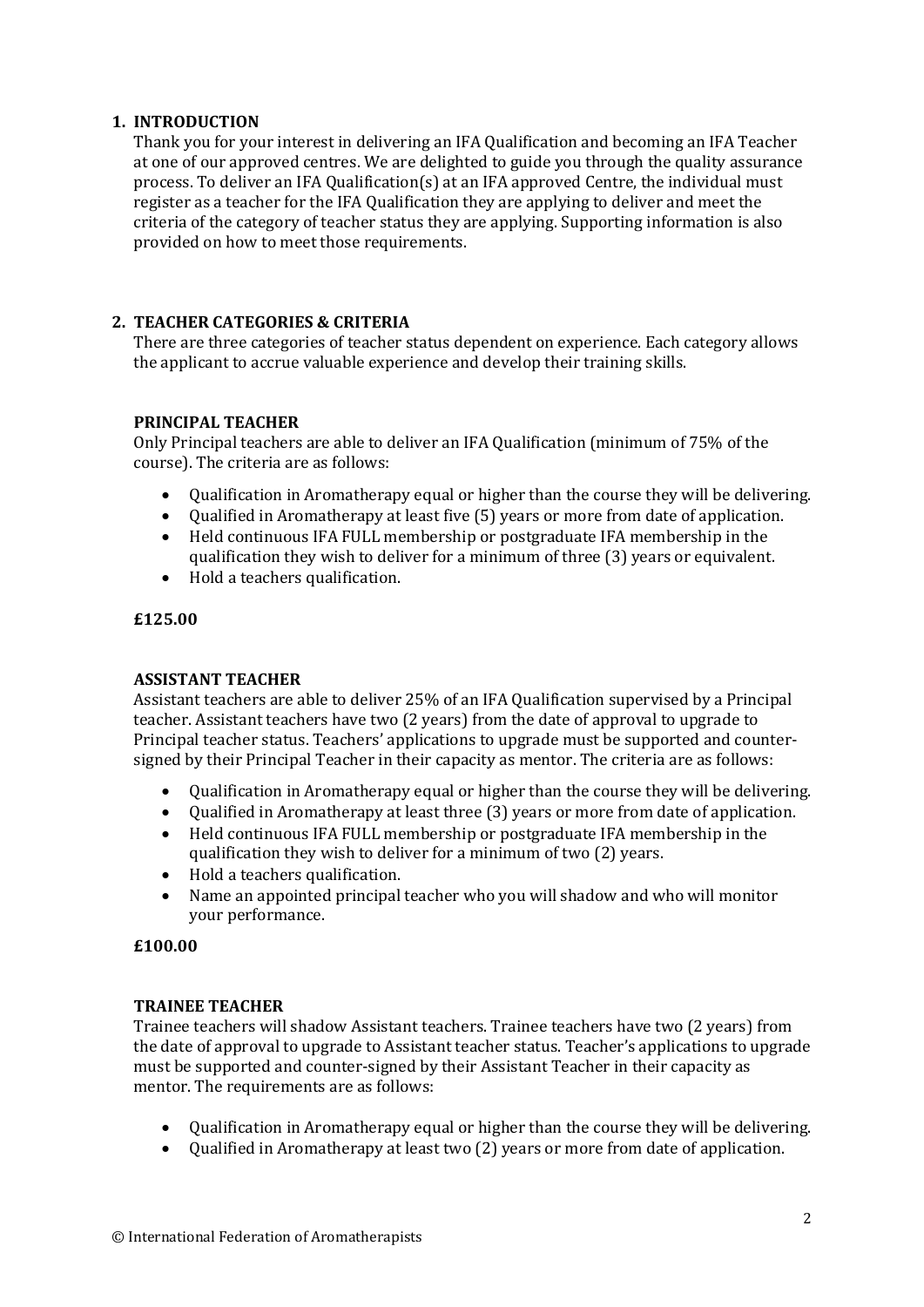## 1. INTRODUCTION

Thank you for your interest in delivering an IFA Qualification and becoming an IFA Teacher at one of our approved centres. We are delighted to guide you through the quality assurance process. To deliver an IFA Qualification(s) at an IFA approved Centre, the individual must register as a teacher for the IFA Qualification they are applying to deliver and meet the criteria of the category of teacher status they are applying. Supporting information is also provided on how to meet those requirements.

## 2. TEACHER CATEGORIES & CRITERIA

There are three categories of teacher status dependent on experience. Each category allows the applicant to accrue valuable experience and develop their training skills.

### PRINCIPAL TEACHER

Only Principal teachers are able to deliver an IFA Qualification (minimum of 75% of the course). The criteria are as follows:

- Qualification in Aromatherapy equal or higher than the course they will be delivering.
- Qualified in Aromatherapy at least five (5) years or more from date of application.
- Held continuous IFA FULL membership or postgraduate IFA membership in the qualification they wish to deliver for a minimum of three (3) years or equivalent.
- Hold a teachers qualification.

**£125.00**

### ASSISTANT TEACHER

Assistant teachers are able to deliver 25% of an IFA Qualification supervised by a Principal teacher. Assistant teachers have two (2 years) from the date of approval to upgrade to Principal teacher status. Teachers' applications to upgrade must be supported and counter-signed by their Principal Teacher in their capacity as mentor. The criteria are as follows:

- Qualification in Aromatherapy equal or higher than the course they will be delivering.
- Qualified in Aromatherapy at least three (3) years or more from date of application.
- Held continuous IFA FULL membership or postgraduate IFA membership in the qualification they wish to deliver for a minimum of two (2) years.
- Hold a teachers qualification.
- Name an appointed principal teacher who you will shadow and who will monitor your performance.

**£100.00**

### TRAINEE TEACHER

Trainee teachers will shadow Assistant teachers. Trainee teachers have two (2 years) from the date of approval to upgrade to Assistant teacher status. Teacher's applications to upgrade must be supported and counter-signed by their Assistant Teacher in their capacity as mentor. The requirements are as follows:

- Qualification in Aromatherapy equal or higher than the course they will be delivering.
- Qualified in Aromatherapy at least two (2) years or more from date of application.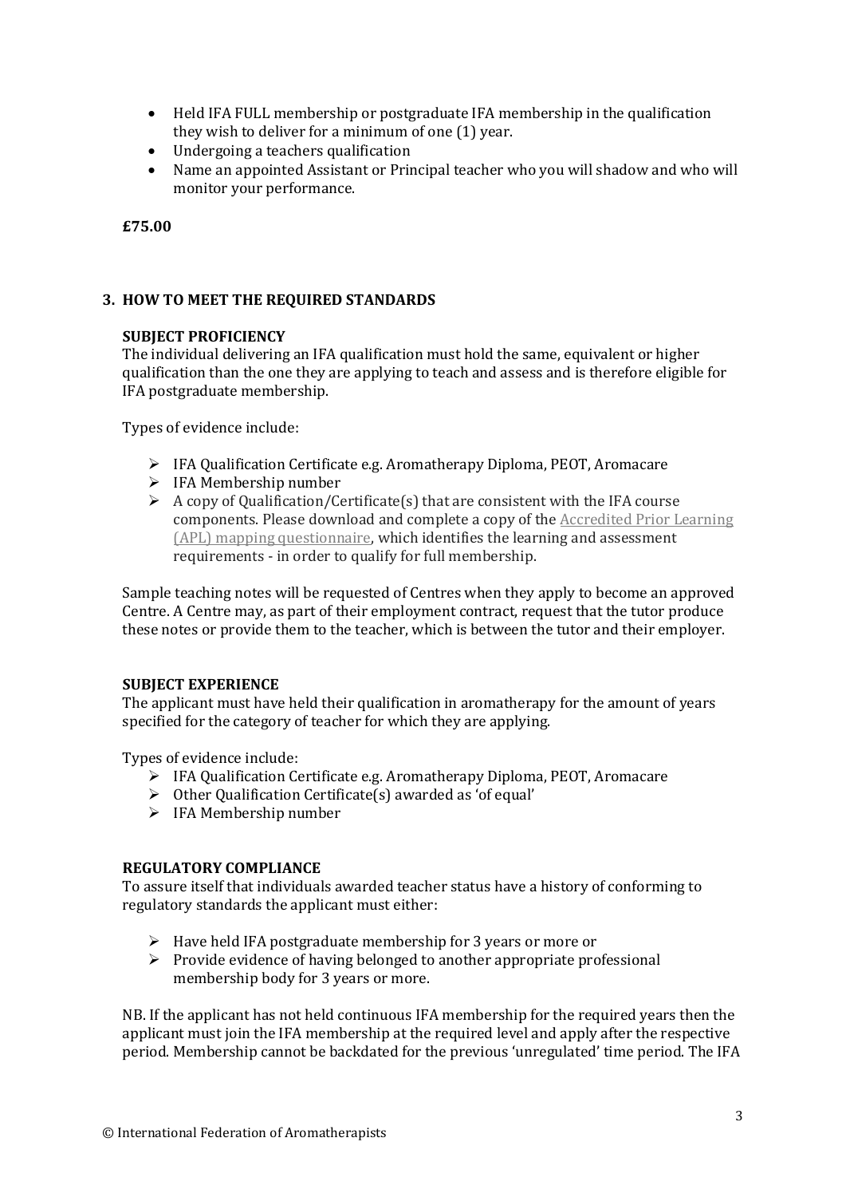- Held IFA FULL membership or postgraduate IFA membership in the qualification they wish to deliver for a minimum of one (1) year.
- Undergoing a teachers qualification
- Name an appointed Assistant or Principal teacher who you will shadow and who will monitor your performance.

**£75.00**

## 3. HOW TO MEET THE REQUIRED STANDARDS

**SUBJECT PROFICIENCY**

The individual delivering an IFA qualification must hold the same, equivalent or higher qualification than the one they are applying to teach and assess and is therefore eligible for IFA postgraduate membership.

Types of evidence include:

- IFA Qualification Certificate e.g. Aromatherapy Diploma, PEOT, Aromacare
- IFA Membership number
- A copy of Qualification/Certificate(s) that are consistent with the IFA course components. Please download and complete a copy of the Accredited Prior Learning (APL) mapping questionnaire, which identifies the learning and assessment requirements - in order to qualify for full membership.

Sample teaching notes will be requested of Centres when they apply to become an approved Centre. A Centre may, as part of their employment contract, request that the tutor produce these notes or provide them to the teacher, which is between the tutor and their employer.

**SUBJECT EXPERIENCE**

The applicant must have held their qualification in aromatherapy for the amount of years specified for the category of teacher for which they are applying.

Types of evidence include:

- IFA Qualification Certificate e.g. Aromatherapy Diploma, PEOT, Aromacare
- Other Qualification Certificate(s) awarded as 'of equal'
- IFA Membership number

**REGULATORY COMPLIANCE**

To assure itself that individuals awarded teacher status have a history of conforming to regulatory standards the applicant must either:

- Have held IFA postgraduate membership for 3 years or more or
- Provide evidence of having belonged to another appropriate professional membership body for 3 years or more.

NB. If the applicant has not held continuous IFA membership for the required years then the applicant must join the IFA membership at the required level and apply after the respective period. Membership cannot be backdated for the previous 'unregulated' time period. The IFA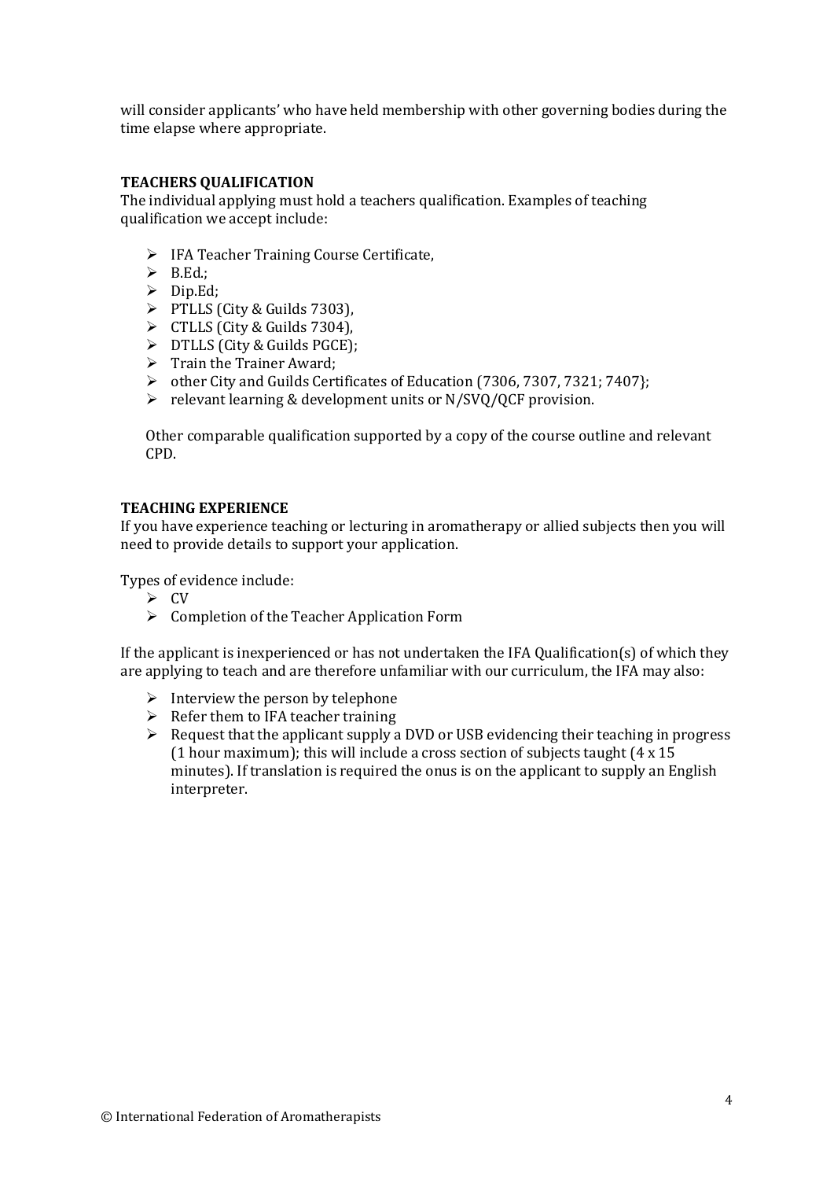will consider applicants' who have held membership with other governing bodies during the time elapse where appropriate.

**TEACHERS QUALIFICATION**

The individual applying must hold a teachers qualification. Examples of teaching qualification we accept include:

- IFA Teacher Training Course Certificate,
- B.Ed.;
- Dip.Ed;
- PTLLS (City & Guilds 7303),
- CTLLS (City & Guilds 7304),
- DTLLS (City & Guilds PGCE);
- Train the Trainer Award;
- other City and Guilds Certificates of Education (7306, 7307, 7321; 7407};
- relevant learning & development units or N/SVQ/QCF provision.

Other comparable qualification supported by a copy of the course outline and relevant CPD.

**TEACHING EXPERIENCE**

If you have experience teaching or lecturing in aromatherapy or allied subjects then you will need to provide details to support your application.

Types of evidence include:

- CV
- Completion of the Teacher Application Form

If the applicant is inexperienced or has not undertaken the IFA Qualification(s) of which they are applying to teach and are therefore unfamiliar with our curriculum, the IFA may also:

- Interview the person by telephone
- Refer them to IFA teacher training
- Request that the applicant supply a DVD or USB evidencing their teaching in progress (1 hour maximum); this will include a cross section of subjects taught (4 x 15 minutes). If translation is required the onus is on the applicant to supply an English interpreter.

© International Federation of Aromatherapists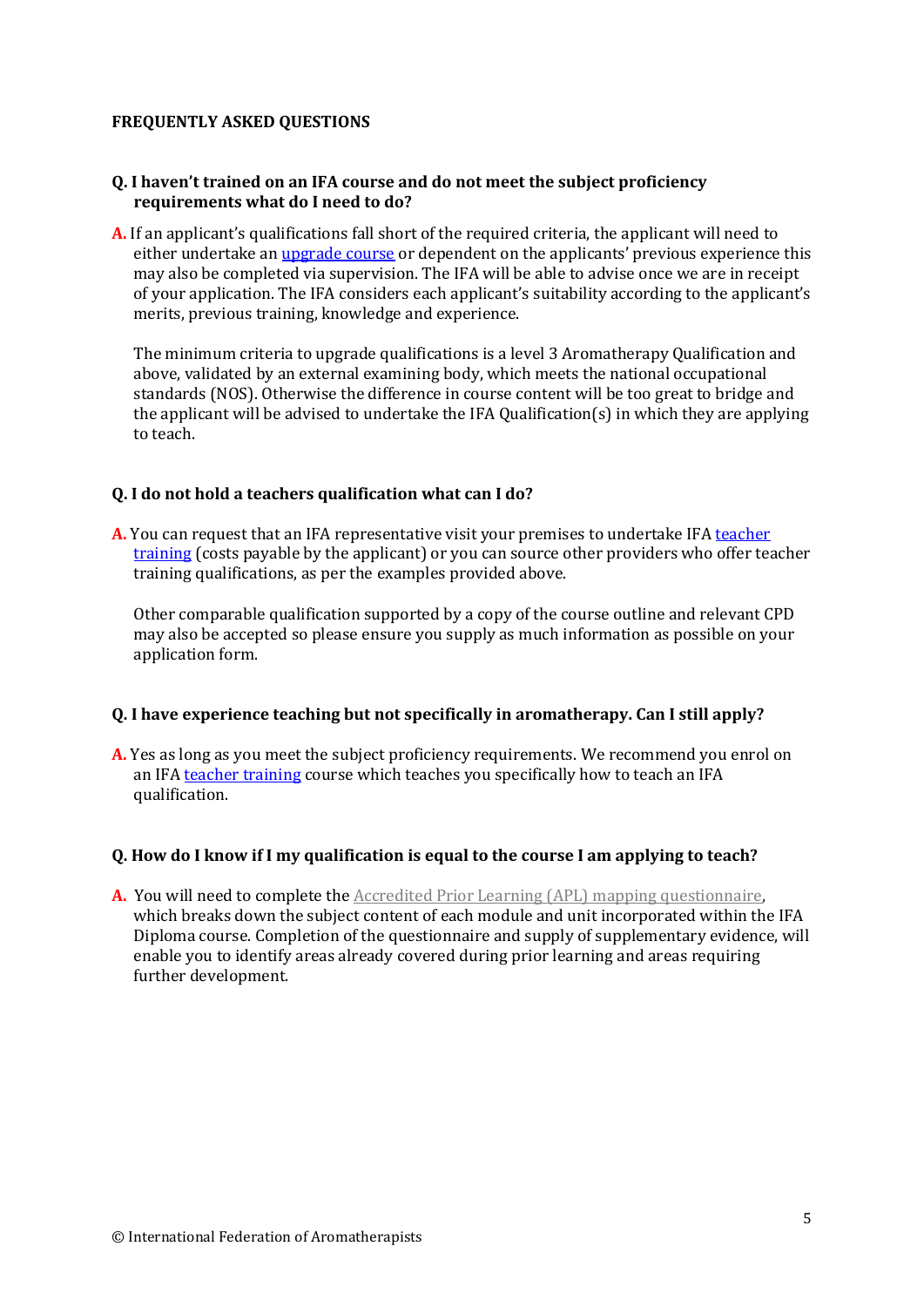**FREQUENTLY ASKED QUESTIONS**

**Q. I haven't trained on an IFA course and do not meet the subject proficiency requirements what do I need to do?**

**A.** If an applicant's qualifications fall short of the required criteria, the applicant will need to either undertake an upgrade course or dependent on the applicants' previous experience this may also be completed via supervision. The IFA will be able to advise once we are in receipt of your application. The IFA considers each applicant's suitability according to the applicant's merits, previous training, knowledge and experience.

The minimum criteria to upgrade qualifications is a level 3 Aromatherapy Qualification and above, validated by an external examining body, which meets the national occupational standards (NOS). Otherwise the difference in course content will be too great to bridge and the applicant will be advised to undertake the IFA Qualification(s) in which they are applying to teach.

**Q. I do not hold a teachers qualification what can I do?**

**A.** You can request that an IFA representative visit your premises to undertake IFA teacher training (costs payable by the applicant) or you can source other providers who offer teacher training qualifications, as per the examples provided above.

Other comparable qualification supported by a copy of the course outline and relevant CPD may also be accepted so please ensure you supply as much information as possible on your application form.

**Q. I have experience teaching but not specifically in aromatherapy. Can I still apply?**

**A.** Yes as long as you meet the subject proficiency requirements. We recommend you enrol on an IFA teacher training course which teaches you specifically how to teach an IFA qualification.

**Q. How do I know if I my qualification is equal to the course I am applying to teach?**

**A.** You will need to complete the Accredited Prior Learning (APL) mapping questionnaire, which breaks down the subject content of each module and unit incorporated within the IFA Diploma course. Completion of the questionnaire and supply of supplementary evidence, will enable you to identify areas already covered during prior learning and areas requiring further development.

© International Federation of Aromatherapists